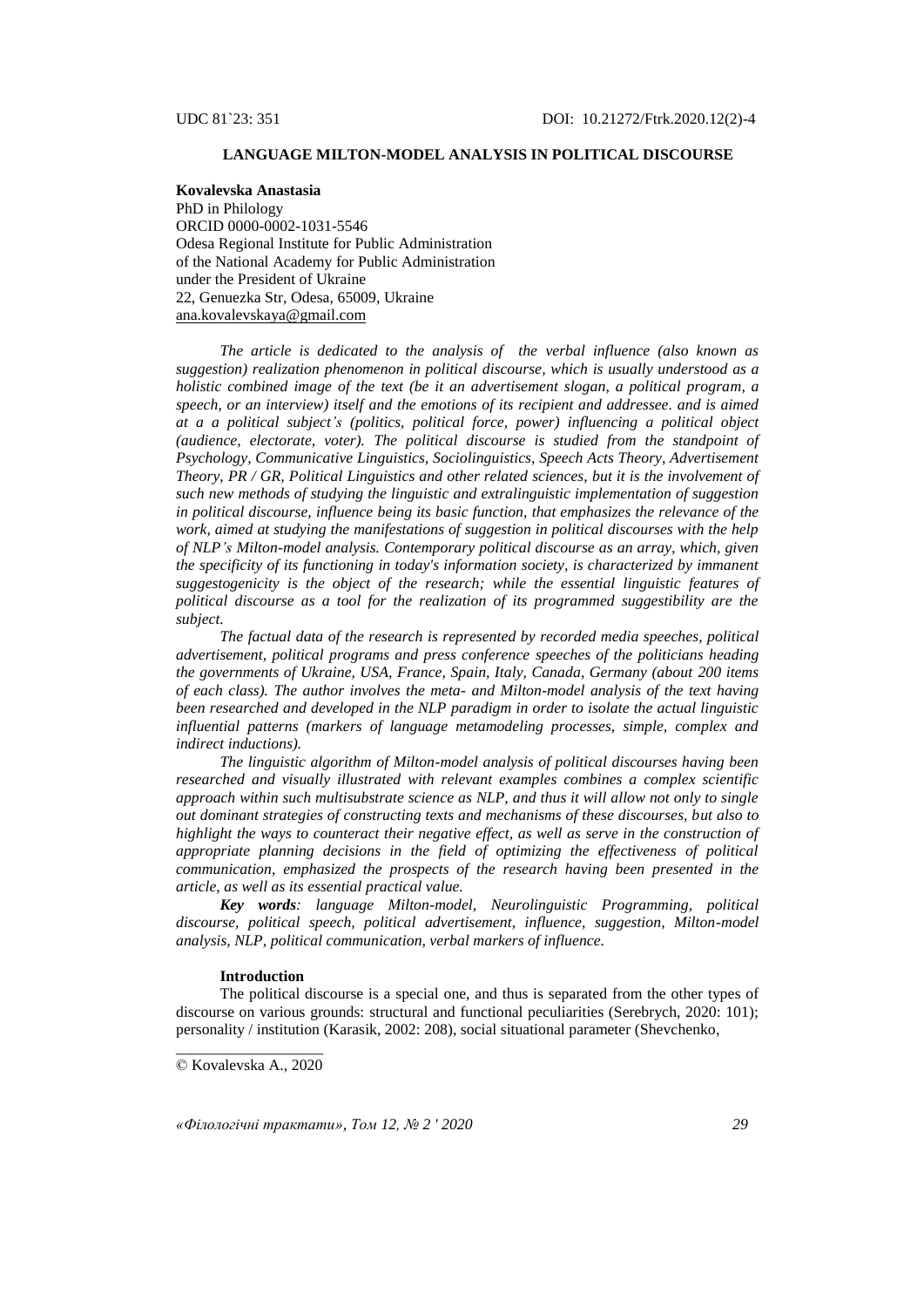UDC 81`23: 351 DOI: 10.21272/Ftrk.2020.12(2)-4

# LANGUAGE MILTON-MODEL ANALYSIS IN POLITICAL DISCOURSE

**Kovalevska Anastasia**
PhD in Philology
ORCID 0000-0002-1031-5546
Odesa Regional Institute for Public Administration
of the National Academy for Public Administration
under the President of Ukraine
22, Genuezka Str, Odesa, 65009, Ukraine
ana.kovalevskaya@gmail.com

*The article is dedicated to the analysis of the verbal influence (also known as suggestion) realization phenomenon in political discourse, which is usually understood as a holistic combined image of the text (be it an advertisement slogan, a political program, a speech, or an interview) itself and the emotions of its recipient and addressee. and is aimed at a a political subject's (politics, political force, power) influencing a political object (audience, electorate, voter). The political discourse is studied from the standpoint of Psychology, Communicative Linguistics, Sociolinguistics, Speech Acts Theory, Advertisement Theory, PR / GR, Political Linguistics and other related sciences, but it is the involvement of such new methods of studying the linguistic and extralinguistic implementation of suggestion in political discourse, influence being its basic function, that emphasizes the relevance of the work, aimed at studying the manifestations of suggestion in political discourses with the help of NLP's Milton-model analysis. Contemporary political discourse as an array, which, given the specificity of its functioning in today's information society, is characterized by immanent suggestogenicity is the object of the research; while the essential linguistic features of political discourse as a tool for the realization of its programmed suggestibility are the subject.*

*The factual data of the research is represented by recorded media speeches, political advertisement, political programs and press conference speeches of the politicians heading the governments of Ukraine, USA, France, Spain, Italy, Canada, Germany (about 200 items of each class). The author involves the meta- and Milton-model analysis of the text having been researched and developed in the NLP paradigm in order to isolate the actual linguistic influential patterns (markers of language metamodeling processes, simple, complex and indirect inductions).*

*The linguistic algorithm of Milton-model analysis of political discourses having been researched and visually illustrated with relevant examples combines a complex scientific approach within such multisubstrate science as NLP, and thus it will allow not only to single out dominant strategies of constructing texts and mechanisms of these discourses, but also to highlight the ways to counteract their negative effect, as well as serve in the construction of appropriate planning decisions in the field of optimizing the effectiveness of political communication, emphasized the prospects of the research having been presented in the article, as well as its essential practical value.*

***Key words**: language Milton-model, Neurolinguistic Programming, political discourse, political speech, political advertisement, influence, suggestion, Milton-model analysis, NLP, political communication, verbal markers of influence.*

## Introduction

The political discourse is a special one, and thus is separated from the other types of discourse on various grounds: structural and functional peculiarities (Serebrych, 2020: 101); personality / institution (Karasik, 2002: 208), social situational parameter (Shevchenko,

© Kovalevska A., 2020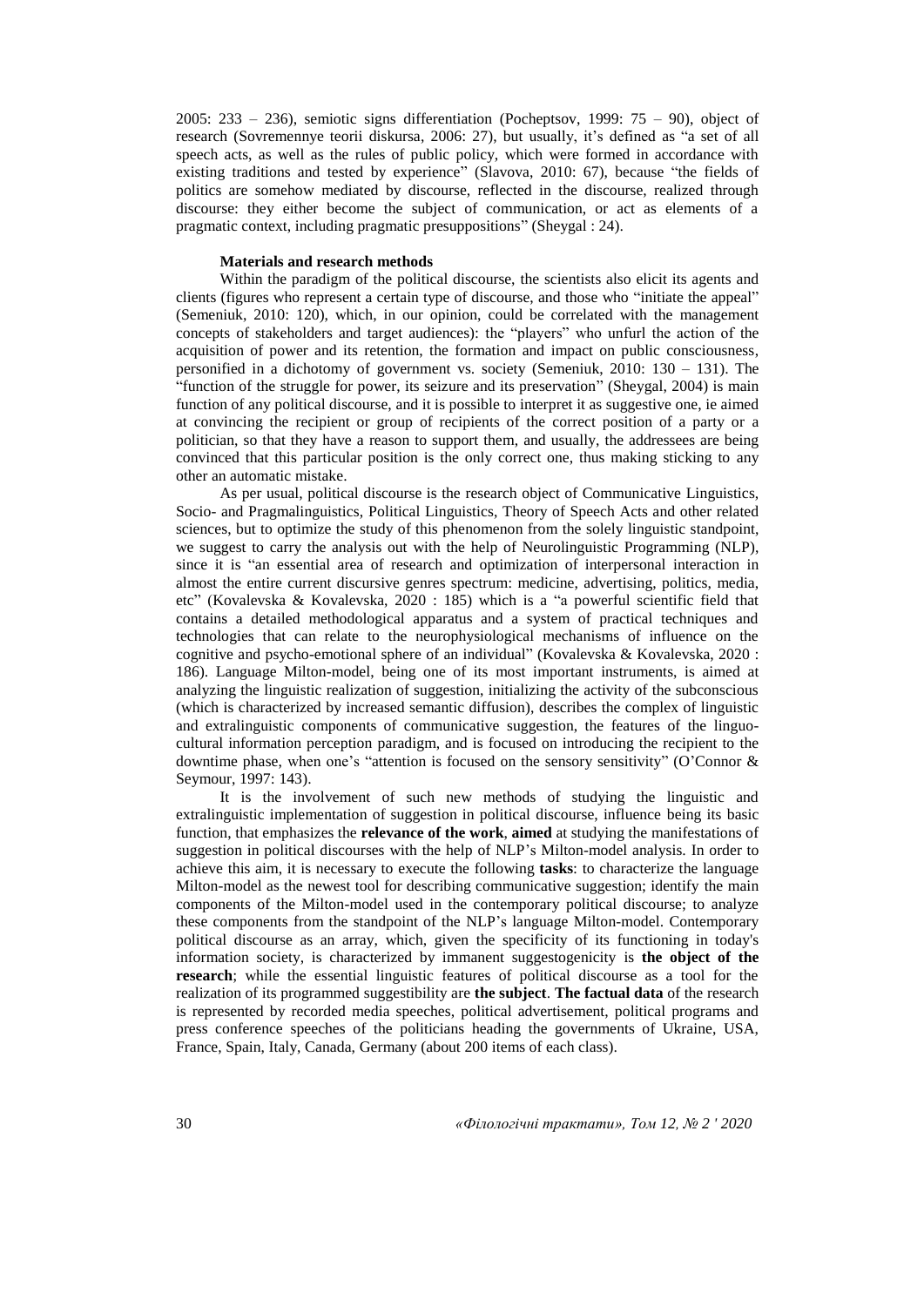2005: 233 – 236), semiotic signs differentiation (Pocheptsov, 1999: 75 – 90), object of research (Sovremennye teorii diskursa, 2006: 27), but usually, it's defined as "a set of all speech acts, as well as the rules of public policy, which were formed in accordance with existing traditions and tested by experience" (Slavova, 2010: 67), because "the fields of politics are somehow mediated by discourse, reflected in the discourse, realized through discourse: they either become the subject of communication, or act as elements of a pragmatic context, including pragmatic presuppositions" (Sheygal : 24).

**Materials and research methods**

Within the paradigm of the political discourse, the scientists also elicit its agents and clients (figures who represent a certain type of discourse, and those who "initiate the appeal" (Semeniuk, 2010: 120), which, in our opinion, could be correlated with the management concepts of stakeholders and target audiences): the "players" who unfurl the action of the acquisition of power and its retention, the formation and impact on public consciousness, personified in a dichotomy of government vs. society (Semeniuk, 2010: 130 – 131). The "function of the struggle for power, its seizure and its preservation" (Sheygal, 2004) is main function of any political discourse, and it is possible to interpret it as suggestive one, ie aimed at convincing the recipient or group of recipients of the correct position of a party or a politician, so that they have a reason to support them, and usually, the addressees are being convinced that this particular position is the only correct one, thus making sticking to any other an automatic mistake.

As per usual, political discourse is the research object of Communicative Linguistics, Socio- and Pragmalinguistics, Political Linguistics, Theory of Speech Acts and other related sciences, but to optimize the study of this phenomenon from the solely linguistic standpoint, we suggest to carry the analysis out with the help of Neurolinguistic Programming (NLP), since it is "an essential area of research and optimization of interpersonal interaction in almost the entire current discursive genres spectrum: medicine, advertising, politics, media, etc" (Kovalevska & Kovalevska, 2020 : 185) which is a "a powerful scientific field that contains a detailed methodological apparatus and a system of practical techniques and technologies that can relate to the neurophysiological mechanisms of influence on the cognitive and psycho-emotional sphere of an individual" (Kovalevska & Kovalevska, 2020 : 186). Language Milton-model, being one of its most important instruments, is aimed at analyzing the linguistic realization of suggestion, initializing the activity of the subconscious (which is characterized by increased semantic diffusion), describes the complex of linguistic and extralinguistic components of communicative suggestion, the features of the linguo-cultural information perception paradigm, and is focused on introducing the recipient to the downtime phase, when one's "attention is focused on the sensory sensitivity" (O'Connor & Seymour, 1997: 143).

It is the involvement of such new methods of studying the linguistic and extralinguistic implementation of suggestion in political discourse, influence being its basic function, that emphasizes the **relevance of the work**, **aimed** at studying the manifestations of suggestion in political discourses with the help of NLP's Milton-model analysis. In order to achieve this aim, it is necessary to execute the following **tasks**: to characterize the language Milton-model as the newest tool for describing communicative suggestion; identify the main components of the Milton-model used in the contemporary political discourse; to analyze these components from the standpoint of the NLP's language Milton-model. Contemporary political discourse as an array, which, given the specificity of its functioning in today's information society, is characterized by immanent suggestogenicity is **the object of the research**; while the essential linguistic features of political discourse as a tool for the realization of its programmed suggestibility are **the subject**. **The factual data** of the research is represented by recorded media speeches, political advertisement, political programs and press conference speeches of the politicians heading the governments of Ukraine, USA, France, Spain, Italy, Canada, Germany (about 200 items of each class).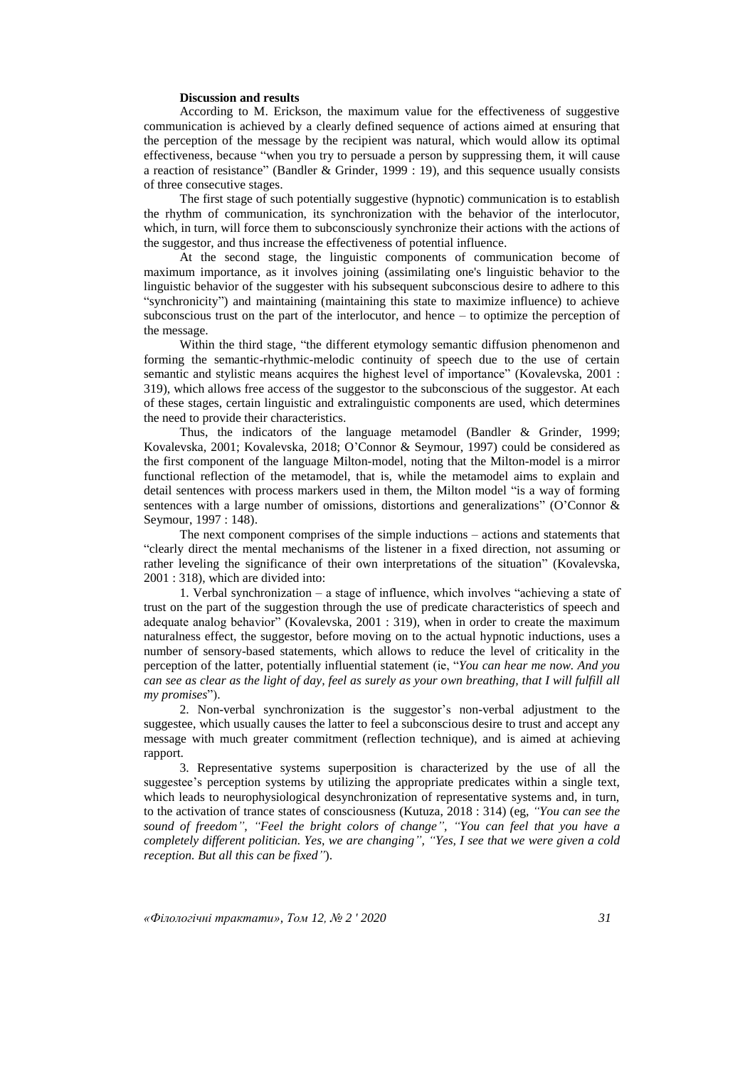**Discussion and results**

According to M. Erickson, the maximum value for the effectiveness of suggestive communication is achieved by a clearly defined sequence of actions aimed at ensuring that the perception of the message by the recipient was natural, which would allow its optimal effectiveness, because "when you try to persuade a person by suppressing them, it will cause a reaction of resistance" (Bandler & Grinder, 1999 : 19), and this sequence usually consists of three consecutive stages.

The first stage of such potentially suggestive (hypnotic) communication is to establish the rhythm of communication, its synchronization with the behavior of the interlocutor, which, in turn, will force them to subconsciously synchronize their actions with the actions of the suggestor, and thus increase the effectiveness of potential influence.

At the second stage, the linguistic components of communication become of maximum importance, as it involves joining (assimilating one's linguistic behavior to the linguistic behavior of the suggester with his subsequent subconscious desire to adhere to this "synchronicity") and maintaining (maintaining this state to maximize influence) to achieve subconscious trust on the part of the interlocutor, and hence – to optimize the perception of the message.

Within the third stage, "the different etymology semantic diffusion phenomenon and forming the semantic-rhythmic-melodic continuity of speech due to the use of certain semantic and stylistic means acquires the highest level of importance" (Kovalevska, 2001 : 319), which allows free access of the suggestor to the subconscious of the suggestor. At each of these stages, certain linguistic and extralinguistic components are used, which determines the need to provide their characteristics.

Thus, the indicators of the language metamodel (Bandler & Grinder, 1999; Kovalevska, 2001; Kovalevska, 2018; O'Connor & Seymour, 1997) could be considered as the first component of the language Milton-model, noting that the Milton-model is a mirror functional reflection of the metamodel, that is, while the metamodel aims to explain and detail sentences with process markers used in them, the Milton model "is a way of forming sentences with a large number of omissions, distortions and generalizations" (O'Connor & Seymour, 1997 : 148).

The next component comprises of the simple inductions – actions and statements that "clearly direct the mental mechanisms of the listener in a fixed direction, not assuming or rather leveling the significance of their own interpretations of the situation" (Kovalevska, 2001 : 318), which are divided into:

1. Verbal synchronization – a stage of influence, which involves "achieving a state of trust on the part of the suggestion through the use of predicate characteristics of speech and adequate analog behavior" (Kovalevska, 2001 : 319), when in order to create the maximum naturalness effect, the suggestor, before moving on to the actual hypnotic inductions, uses a number of sensory-based statements, which allows to reduce the level of criticality in the perception of the latter, potentially influential statement (ie, "*You can hear me now. And you can see as clear as the light of day, feel as surely as your own breathing, that I will fulfill all my promises*").

2. Non-verbal synchronization is the suggestor's non-verbal adjustment to the suggestee, which usually causes the latter to feel a subconscious desire to trust and accept any message with much greater commitment (reflection technique), and is aimed at achieving rapport.

3. Representative systems superposition is characterized by the use of all the suggestee's perception systems by utilizing the appropriate predicates within a single text, which leads to neurophysiological desynchronization of representative systems and, in turn, to the activation of trance states of consciousness (Kutuza, 2018 : 314) (eg, *"You can see the sound of freedom", "Feel the bright colors of change", "You can feel that you have a completely different politician. Yes, we are changing", "Yes, I see that we were given a cold reception. But all this can be fixed"*).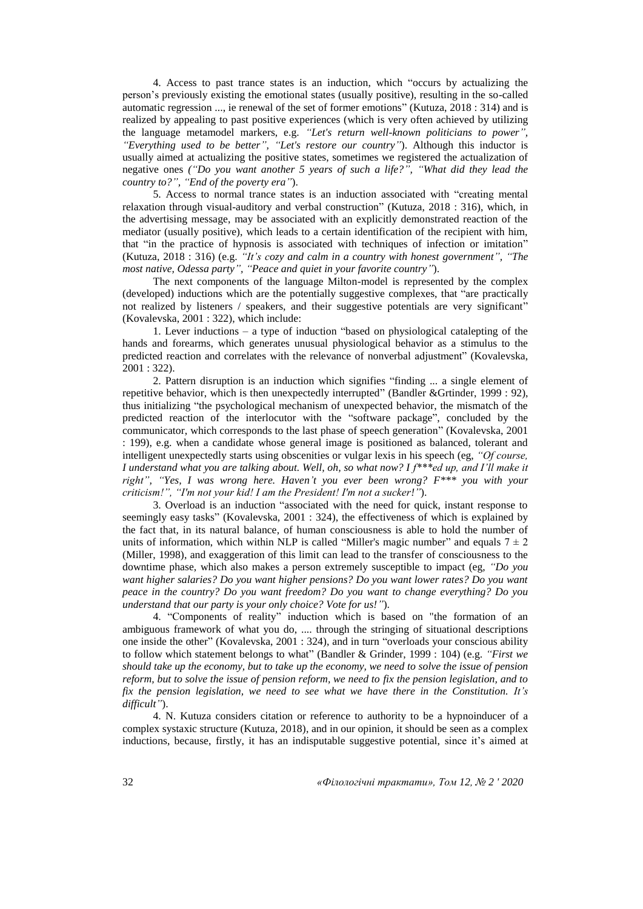4. Access to past trance states is an induction, which "occurs by actualizing the person's previously existing the emotional states (usually positive), resulting in the so-called automatic regression ..., ie renewal of the set of former emotions" (Kutuza, 2018 : 314) and is realized by appealing to past positive experiences (which is very often achieved by utilizing the language metamodel markers, e.g. *"Let's return well-known politicians to power"*, *"Everything used to be better"*, *"Let's restore our country"*). Although this inductor is usually aimed at actualizing the positive states, sometimes we registered the actualization of negative ones *("Do you want another 5 years of such a life?", "What did they lead the country to?", "End of the poverty era"*).

5. Access to normal trance states is an induction associated with "creating mental relaxation through visual-auditory and verbal construction" (Kutuza, 2018 : 316), which, in the advertising message, may be associated with an explicitly demonstrated reaction of the mediator (usually positive), which leads to a certain identification of the recipient with him, that "in the practice of hypnosis is associated with techniques of infection or imitation" (Kutuza, 2018 : 316) (e.g. *"It's cozy and calm in a country with honest government"*, *"The most native, Odessa party"*, *"Peace and quiet in your favorite country"*).

The next components of the language Milton-model is represented by the complex (developed) inductions which are the potentially suggestive complexes, that "are practically not realized by listeners / speakers, and their suggestive potentials are very significant" (Kovalevska, 2001 : 322), which include:

1. Lever inductions – a type of induction "based on physiological catalepting of the hands and forearms, which generates unusual physiological behavior as a stimulus to the predicted reaction and correlates with the relevance of nonverbal adjustment" (Kovalevska, 2001 : 322).

2. Pattern disruption is an induction which signifies "finding ... a single element of repetitive behavior, which is then unexpectedly interrupted" (Bandler &Grtinder, 1999 : 92), thus initializing "the psychological mechanism of unexpected behavior, the mismatch of the predicted reaction of the interlocutor with the "software package", concluded by the communicator, which corresponds to the last phase of speech generation" (Kovalevska, 2001 : 199), e.g. when a candidate whose general image is positioned as balanced, tolerant and intelligent unexpectedly starts using obscenities or vulgar lexis in his speech (eg, *"Of course, I understand what you are talking about. Well, oh, so what now? I f\*\*\*ed up, and I'll make it right"*, *"Yes, I was wrong here. Haven't you ever been wrong? F\*\*\* you with your criticism!"*, *"I'm not your kid! I am the President! I'm not a sucker!"*).

3. Overload is an induction "associated with the need for quick, instant response to seemingly easy tasks" (Kovalevska, 2001 : 324), the effectiveness of which is explained by the fact that, in its natural balance, of human consciousness is able to hold the number of units of information, which within NLP is called "Miller's magic number" and equals $7 \pm 2$ (Miller, 1998), and exaggeration of this limit can lead to the transfer of consciousness to the downtime phase, which also makes a person extremely susceptible to impact (eg, *"Do you want higher salaries? Do you want higher pensions? Do you want lower rates? Do you want peace in the country? Do you want freedom? Do you want to change everything? Do you understand that our party is your only choice? Vote for us!"*).

4. "Components of reality" induction which is based on "the formation of an ambiguous framework of what you do, .... through the stringing of situational descriptions one inside the other" (Kovalevska, 2001 : 324), and in turn "overloads your conscious ability to follow which statement belongs to what" (Bandler & Grinder, 1999 : 104) (e.g. *"First we should take up the economy, but to take up the economy, we need to solve the issue of pension reform, but to solve the issue of pension reform, we need to fix the pension legislation, and to fix the pension legislation, we need to see what we have there in the Constitution. It's difficult"*).

4. N. Kutuza considers citation or reference to authority to be a hypnoinducer of a complex systaxic structure (Kutuza, 2018), and in our opinion, it should be seen as a complex inductions, because, firstly, it has an indisputable suggestive potential, since it's aimed at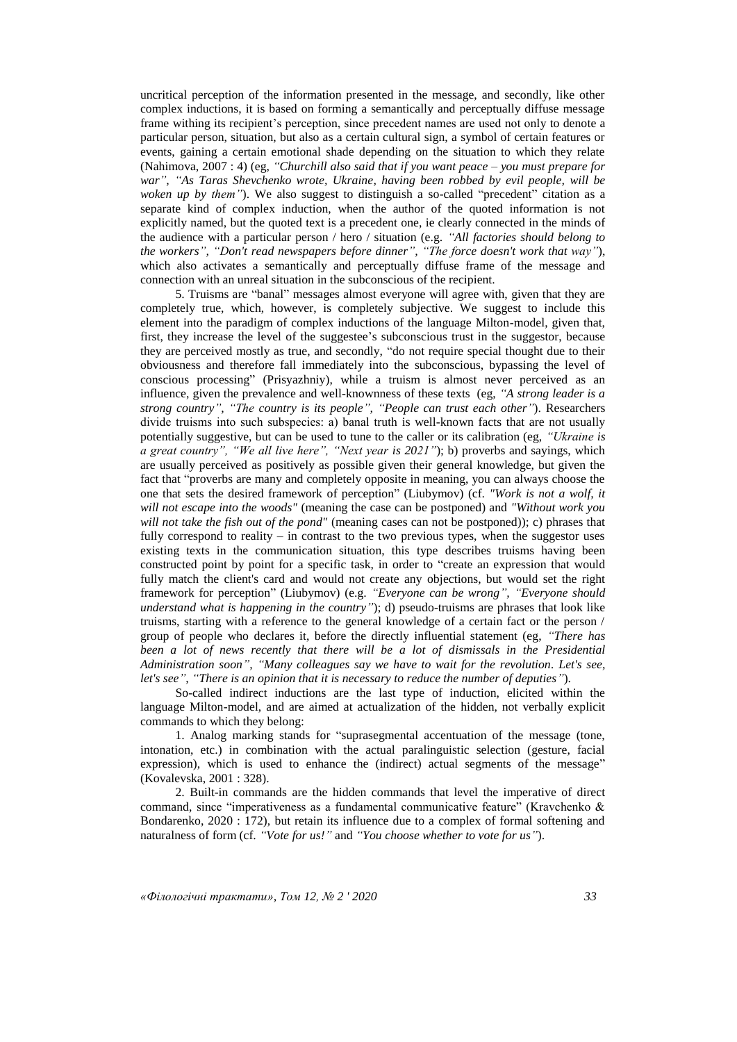uncritical perception of the information presented in the message, and secondly, like other complex inductions, it is based on forming a semantically and perceptually diffuse message frame withing its recipient's perception, since precedent names are used not only to denote a particular person, situation, but also as a certain cultural sign, a symbol of certain features or events, gaining a certain emotional shade depending on the situation to which they relate (Nahimova, 2007 : 4) (eg, *"Churchill also said that if you want peace – you must prepare for war"*, *"As Taras Shevchenko wrote, Ukraine, having been robbed by evil people, will be woken up by them"*). We also suggest to distinguish a so-called "precedent" citation as a separate kind of complex induction, when the author of the quoted information is not explicitly named, but the quoted text is a precedent one, ie clearly connected in the minds of the audience with a particular person / hero / situation (e.g. *"All factories should belong to the workers"*, *"Don't read newspapers before dinner"*, *"The force doesn't work that way"*), which also activates a semantically and perceptually diffuse frame of the message and connection with an unreal situation in the subconscious of the recipient.

5. Truisms are "banal" messages almost everyone will agree with, given that they are completely true, which, however, is completely subjective. We suggest to include this element into the paradigm of complex inductions of the language Milton-model, given that, first, they increase the level of the suggestee's subconscious trust in the suggestor, because they are perceived mostly as true, and secondly, "do not require special thought due to their obviousness and therefore fall immediately into the subconscious, bypassing the level of conscious processing" (Prisyazhniy), while a truism is almost never perceived as an influence, given the prevalence and well-knownness of these texts (eg, *"A strong leader is a strong country"*, *"The country is its people"*, *"People can trust each other"*). Researchers divide truisms into such subspecies: a) banal truth is well-known facts that are not usually potentially suggestive, but can be used to tune to the caller or its calibration (eg, *"Ukraine is a great country"*, *"We all live here"*, *"Next year is 2021"*); b) proverbs and sayings, which are usually perceived as positively as possible given their general knowledge, but given the fact that "proverbs are many and completely opposite in meaning, you can always choose the one that sets the desired framework of perception" (Liubymov) (cf. *"Work is not a wolf, it will not escape into the woods"* (meaning the case can be postponed) and *"Without work you will not take the fish out of the pond"* (meaning cases can not be postponed)); c) phrases that fully correspond to reality – in contrast to the two previous types, when the suggestor uses existing texts in the communication situation, this type describes truisms having been constructed point by point for a specific task, in order to "create an expression that would fully match the client's card and would not create any objections, but would set the right framework for perception" (Liubymov) (e.g. *"Everyone can be wrong"*, *"Everyone should understand what is happening in the country"*); d) pseudo-truisms are phrases that look like truisms, starting with a reference to the general knowledge of a certain fact or the person / group of people who declares it, before the directly influential statement (eg, *"There has been a lot of news recently that there will be a lot of dismissals in the Presidential Administration soon"*, *"Many colleagues say we have to wait for the revolution. Let's see, let's see"*, *"There is an opinion that it is necessary to reduce the number of deputies"*).

So-called indirect inductions are the last type of induction, elicited within the language Milton-model, and are aimed at actualization of the hidden, not verbally explicit commands to which they belong:

1. Analog marking stands for "suprasegmental accentuation of the message (tone, intonation, etc.) in combination with the actual paralinguistic selection (gesture, facial expression), which is used to enhance the (indirect) actual segments of the message" (Kovalevska, 2001 : 328).

2. Built-in commands are the hidden commands that level the imperative of direct command, since "imperativeness as a fundamental communicative feature" (Kravchenko & Bondarenko, 2020 : 172), but retain its influence due to a complex of formal softening and naturalness of form (cf. *"Vote for us!"* and *"You choose whether to vote for us"*).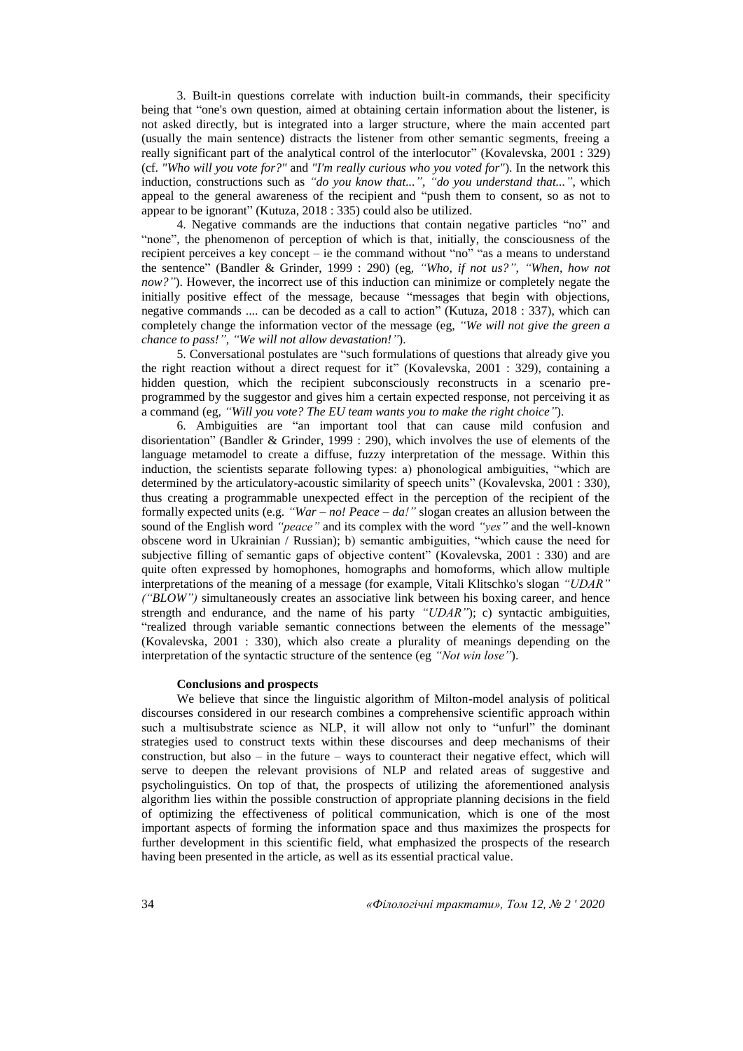3. Built-in questions correlate with induction built-in commands, their specificity being that "one's own question, aimed at obtaining certain information about the listener, is not asked directly, but is integrated into a larger structure, where the main accented part (usually the main sentence) distracts the listener from other semantic segments, freeing a really significant part of the analytical control of the interlocutor" (Kovalevska, 2001 : 329) (cf. *"Who will you vote for?"* and *"I'm really curious who you voted for"*). In the network this induction, constructions such as *"do you know that...", "do you understand that...",* which appeal to the general awareness of the recipient and "push them to consent, so as not to appear to be ignorant" (Kutuza, 2018 : 335) could also be utilized.

4. Negative commands are the inductions that contain negative particles "no" and "none", the phenomenon of perception of which is that, initially, the consciousness of the recipient perceives a key concept – ie the command without "no" "as a means to understand the sentence" (Bandler & Grinder, 1999 : 290) (eg, *"Who, if not us?", "When, how not now?"*). However, the incorrect use of this induction can minimize or completely negate the initially positive effect of the message, because "messages that begin with objections, negative commands .... can be decoded as a call to action" (Kutuza, 2018 : 337), which can completely change the information vector of the message (eg, *"We will not give the green a chance to pass!", "We will not allow devastation!"*).

5. Conversational postulates are "such formulations of questions that already give you the right reaction without a direct request for it" (Kovalevska, 2001 : 329), containing a hidden question, which the recipient subconsciously reconstructs in a scenario pre-programmed by the suggestor and gives him a certain expected response, not perceiving it as a command (eg, *"Will you vote? The EU team wants you to make the right choice"*).

6. Ambiguities are "an important tool that can cause mild confusion and disorientation" (Bandler & Grinder, 1999 : 290), which involves the use of elements of the language metamodel to create a diffuse, fuzzy interpretation of the message. Within this induction, the scientists separate following types: a) phonological ambiguities, "which are determined by the articulatory-acoustic similarity of speech units" (Kovalevska, 2001 : 330), thus creating a programmable unexpected effect in the perception of the recipient of the formally expected units (e.g. *"War – no! Peace – da!"* slogan creates an allusion between the sound of the English word *"peace"* and its complex with the word *"yes"* and the well-known obscene word in Ukrainian / Russian); b) semantic ambiguities, "which cause the need for subjective filling of semantic gaps of objective content" (Kovalevska, 2001 : 330) and are quite often expressed by homophones, homographs and homoforms, which allow multiple interpretations of the meaning of a message (for example, Vitali Klitschko's slogan *"UDAR" ("BLOW")* simultaneously creates an associative link between his boxing career, and hence strength and endurance, and the name of his party *"UDAR"*); c) syntactic ambiguities, "realized through variable semantic connections between the elements of the message" (Kovalevska, 2001 : 330), which also create a plurality of meanings depending on the interpretation of the syntactic structure of the sentence (eg *"Not win lose"*).

**Conclusions and prospects**

We believe that since the linguistic algorithm of Milton-model analysis of political discourses considered in our research combines a comprehensive scientific approach within such a multisubstrate science as NLP, it will allow not only to "unfurl" the dominant strategies used to construct texts within these discourses and deep mechanisms of their construction, but also – in the future – ways to counteract their negative effect, which will serve to deepen the relevant provisions of NLP and related areas of suggestive and psycholinguistics. On top of that, the prospects of utilizing the aforementioned analysis algorithm lies within the possible construction of appropriate planning decisions in the field of optimizing the effectiveness of political communication, which is one of the most important aspects of forming the information space and thus maximizes the prospects for further development in this scientific field, what emphasized the prospects of the research having been presented in the article, as well as its essential practical value.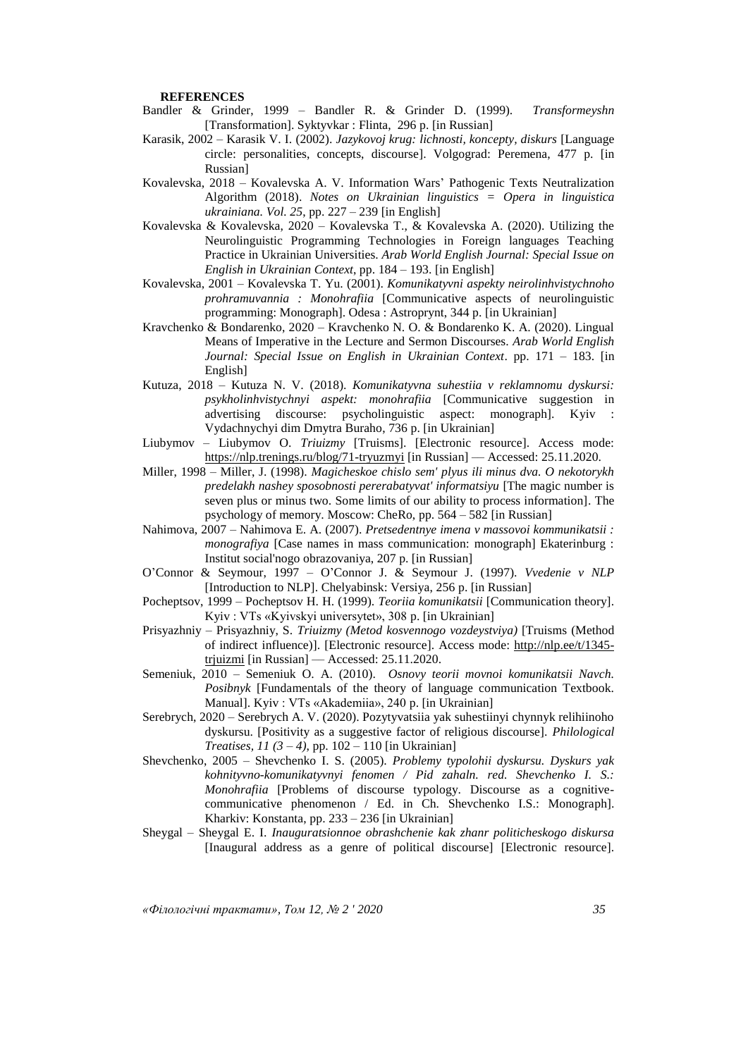**REFERENCES**

Bandler & Grinder, 1999 – Bandler R. & Grinder D. (1999). *Transformeyshn* [Transformation]. Syktyvkar : Flinta, 296 p. [in Russian]

Karasik, 2002 – Karasik V. I. (2002). *Jazykovoj krug: lichnosti, koncepty, diskurs* [Language circle: personalities, concepts, discourse]. Volgograd: Peremena, 477 p. [in Russian]

Kovalevska, 2018 – Kovalevska A. V. Information Wars' Pathogenic Texts Neutralization Algorithm (2018). *Notes on Ukrainian linguistics = Opera in linguistica ukrainiana. Vol. 25*, pp. 227 – 239 [in English]

Kovalevska & Kovalevska, 2020 – Kovalevska T., & Kovalevska A. (2020). Utilizing the Neurolinguistic Programming Technologies in Foreign languages Teaching Practice in Ukrainian Universities. *Arab World English Journal: Special Issue on English in Ukrainian Context*, pp. 184 – 193. [in English]

Kovalevska, 2001 – Kovalevska T. Yu. (2001). *Komunikatyvni aspekty neirolinhvistychnoho prohramuvannia : Monohrafiia* [Communicative aspects of neurolinguistic programming: Monograph]. Odesa : Astroprynt, 344 p. [in Ukrainian]

Kravchenko & Bondarenko, 2020 – Kravchenko N. O. & Bondarenko K. A. (2020). Lingual Means of Imperative in the Lecture and Sermon Discourses. *Arab World English Journal: Special Issue on English in Ukrainian Context*. pp. 171 – 183. [in English]

Kutuza, 2018 – Kutuza N. V. (2018). *Komunikatyvna suhestiia v reklamnomu dyskursi: psykholinhvistychnyi aspekt: monohrafiia* [Communicative suggestion in advertising discourse: psycholinguistic aspect: monograph]. Kyiv : Vydachnychyi dim Dmytra Buraho, 736 p. [in Ukrainian]

Liubymov – Liubymov O. *Triuizmy* [Truisms]. [Electronic resource]. Access mode: https://nlp.trenings.ru/blog/71-tryuzmyi [in Russian] — Accessed: 25.11.2020.

Miller, 1998 – Miller, J. (1998). *Magicheskoe chislo sem' plyus ili minus dva. O nekotorykh predelakh nashey sposobnosti pererabatyvat' informatsiyu* [The magic number is seven plus or minus two. Some limits of our ability to process information]. The psychology of memory. Moscow: CheRo, pp. 564 – 582 [in Russian]

Nahimova, 2007 – Nahimova E. A. (2007). *Pretsedentnye imena v massovoi kommunikatsii : monografiya* [Case names in mass communication: monograph] Ekaterinburg : Institut social'nogo obrazovaniya, 207 p. [in Russian]

O'Connor & Seymour, 1997 – O'Connor J. & Seymour J. (1997). *Vvedenie v NLP* [Introduction to NLP]. Chelyabinsk: Versiya, 256 p. [in Russian]

Pocheptsov, 1999 – Pocheptsov H. H. (1999). *Teoriia komunikatsii* [Communication theory]. Kyiv : VTs «Kyivskyi universytet», 308 p. [in Ukrainian]

Prisyazhniy – Prisyazhniy, S. *Triuizmy (Metod kosvennogo vozdeystviya)* [Truisms (Method of indirect influence)]. [Electronic resource]. Access mode: http://nlp.ee/t/1345-trjuizmi [in Russian] — Accessed: 25.11.2020.

Semeniuk, 2010 – Semeniuk O. A. (2010). *Osnovy teorii movnoi komunikatsii Navch. Posibnyk* [Fundamentals of the theory of language communication Textbook. Manual]. Kyiv : VTs «Akademiia», 240 p. [in Ukrainian]

Serebrych, 2020 – Serebrych A. V. (2020). Pozytyvatsiia yak suhestiinyi chynnyk relihiinoho dyskursu. [Positivity as a suggestive factor of religious discourse]. *Philological Treatises, 11 (3 – 4)*, pp. 102 – 110 [in Ukrainian]

Shevchenko, 2005 – Shevchenko I. S. (2005). *Problemy typolohii dyskursu. Dyskurs yak kohnityvno-komunikatyvnyi fenomen / Pid zahaln. red. Shevchenko I. S.: Monohrafiia* [Problems of discourse typology. Discourse as a cognitive-communicative phenomenon / Ed. in Ch. Shevchenko I.S.: Monograph]. Kharkiv: Konstanta, pp. 233 – 236 [in Ukrainian]

Sheygal – Sheygal E. I. *Inauguratsionnoe obrashchenie kak zhanr politicheskogo diskursa* [Inaugural address as a genre of political discourse] [Electronic resource].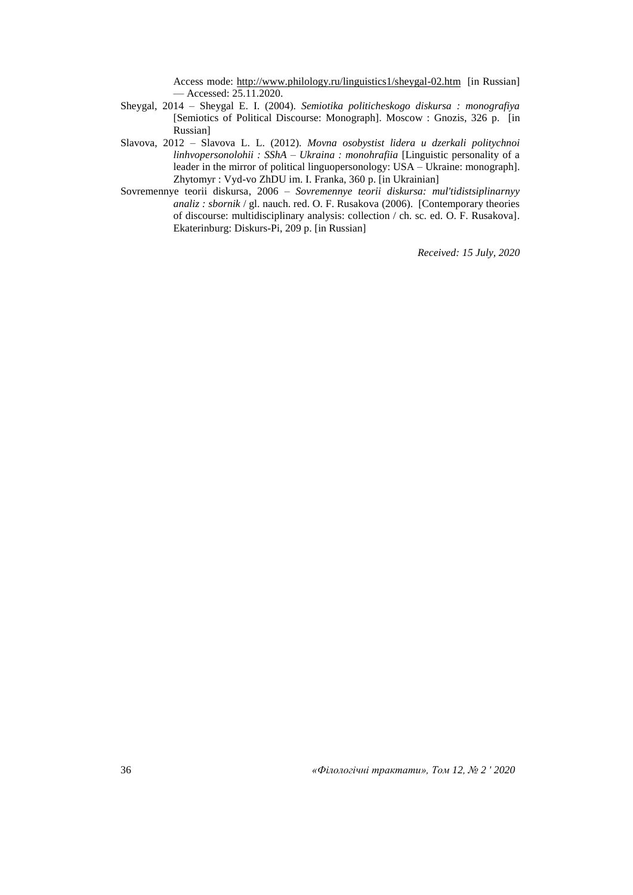Access mode: http://www.philology.ru/linguistics1/sheygal-02.htm [in Russian] — Accessed: 25.11.2020.

Sheygal, 2014 – Sheygal E. I. (2004). *Semiotika politicheskogo diskursa : monografiya* [Semiotics of Political Discourse: Monograph]. Moscow : Gnozis, 326 p. [in Russian]

Slavova, 2012 – Slavova L. L. (2012). *Movna osobystist lidera u dzerkali politychnoi linhvopersonolohii : SShA – Ukraina : monohrafiia* [Linguistic personality of a leader in the mirror of political linguopersonology: USA – Ukraine: monograph]. Zhytomyr : Vyd-vo ZhDU im. I. Franka, 360 p. [in Ukrainian]

Sovremennye teorii diskursa, 2006 – *Sovremennye teorii diskursa: mul'tidistsiplinarnyy analiz : sbornik* / gl. nauch. red. O. F. Rusakova (2006). [Contemporary theories of discourse: multidisciplinary analysis: collection / ch. sc. ed. O. F. Rusakova]. Ekaterinburg: Diskurs-Pi, 209 p. [in Russian]

*Received: 15 July, 2020*